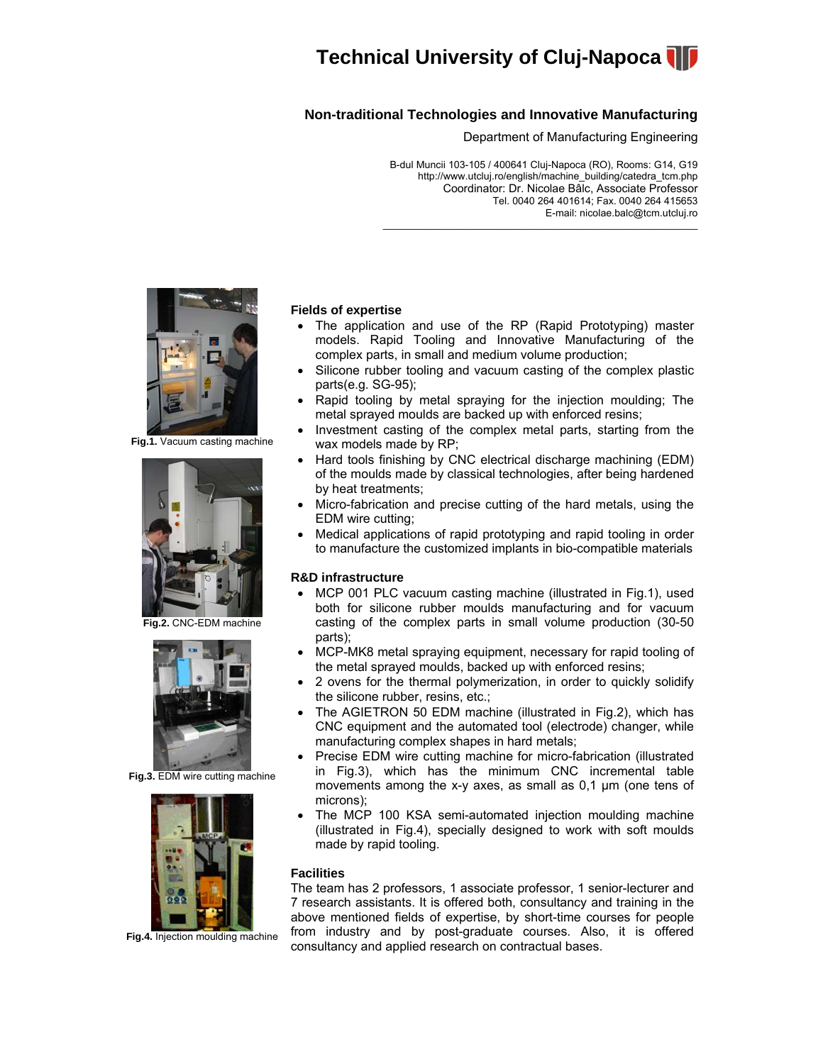# Technical University of Cluj-Napoca

## Non-traditional Technologies and Innovative Manufacturing

Department of Manufacturing Engineering

B-dul Muncii 103-105 / 400641 Cluj-Napoca (RO), Rooms: G14, G19
http://www.utcluj.ro/english/machine_building/catedra_tcm.php
Coordinator: Dr. Nicolae Bâlc, Associate Professor
Tel. 0040 264 401614; Fax. 0040 264 415653
E-mail: nicolae.balc@tcm.utcluj.ro

**Fig.1.** Vacuum casting machine

**Fig.2.** CNC-EDM machine

**Fig.3.** EDM wire cutting machine

**Fig.4.** Injection moulding machine

### Fields of expertise

- The application and use of the RP (Rapid Prototyping) master models. Rapid Tooling and Innovative Manufacturing of the complex parts, in small and medium volume production;
- Silicone rubber tooling and vacuum casting of the complex plastic parts(e.g. SG-95);
- Rapid tooling by metal spraying for the injection moulding; The metal sprayed moulds are backed up with enforced resins;
- Investment casting of the complex metal parts, starting from the wax models made by RP;
- Hard tools finishing by CNC electrical discharge machining (EDM) of the moulds made by classical technologies, after being hardened by heat treatments;
- Micro-fabrication and precise cutting of the hard metals, using the EDM wire cutting;
- Medical applications of rapid prototyping and rapid tooling in order to manufacture the customized implants in bio-compatible materials

### R&D infrastructure

- MCP 001 PLC vacuum casting machine (illustrated in Fig.1), used both for silicone rubber moulds manufacturing and for vacuum casting of the complex parts in small volume production (30-50 parts);
- MCP-MK8 metal spraying equipment, necessary for rapid tooling of the metal sprayed moulds, backed up with enforced resins;
- 2 ovens for the thermal polymerization, in order to quickly solidify the silicone rubber, resins, etc.;
- The AGIETRON 50 EDM machine (illustrated in Fig.2), which has CNC equipment and the automated tool (electrode) changer, while manufacturing complex shapes in hard metals;
- Precise EDM wire cutting machine for micro-fabrication (illustrated in Fig.3), which has the minimum CNC incremental table movements among the x-y axes, as small as 0,1 μm (one tens of microns);
- The MCP 100 KSA semi-automated injection moulding machine (illustrated in Fig.4), specially designed to work with soft moulds made by rapid tooling.

### Facilities

The team has 2 professors, 1 associate professor, 1 senior-lecturer and 7 research assistants. It is offered both, consultancy and training in the above mentioned fields of expertise, by short-time courses for people from industry and by post-graduate courses. Also, it is offered consultancy and applied research on contractual bases.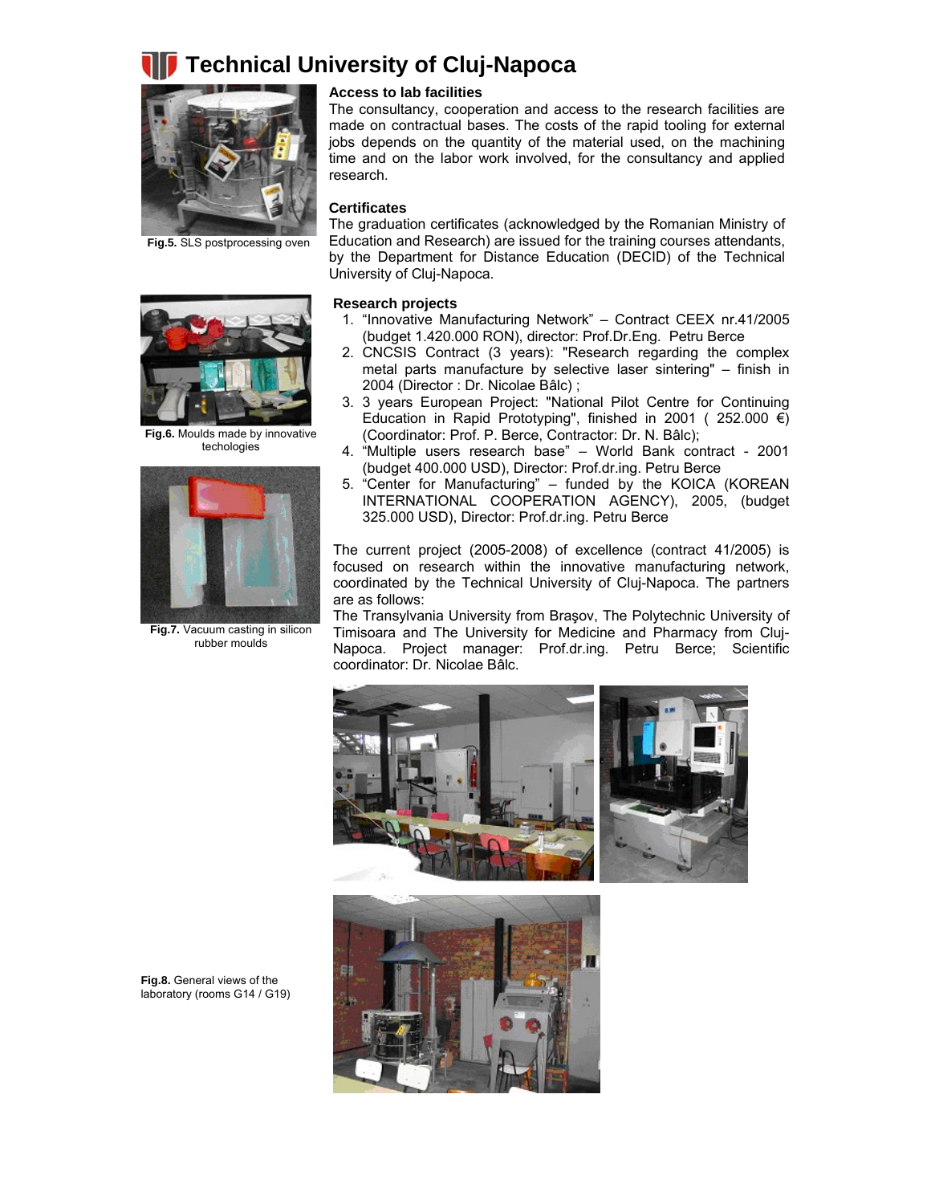# Technical University of Cluj-Napoca

Fig.5. SLS postprocessing oven

### Access to lab facilities

The consultancy, cooperation and access to the research facilities are made on contractual bases. The costs of the rapid tooling for external jobs depends on the quantity of the material used, on the machining time and on the labor work involved, for the consultancy and applied research.

### Certificates

The graduation certificates (acknowledged by the Romanian Ministry of Education and Research) are issued for the training courses attendants, by the Department for Distance Education (DECID) of the Technical University of Cluj-Napoca.

Fig.6. Moulds made by innovative techologies

Fig.7. Vacuum casting in silicon rubber moulds

### Research projects

1. "Innovative Manufacturing Network" – Contract CEEX nr.41/2005 (budget 1.420.000 RON), director: Prof.Dr.Eng. Petru Berce
2. CNCSIS Contract (3 years): "Research regarding the complex metal parts manufacture by selective laser sintering" – finish in 2004 (Director : Dr. Nicolae Bâlc) ;
3. 3 years European Project: "National Pilot Centre for Continuing Education in Rapid Prototyping", finished in 2001 ( 252.000 €) (Coordinator: Prof. P. Berce, Contractor: Dr. N. Bâlc);
4. "Multiple users research base" – World Bank contract - 2001 (budget 400.000 USD), Director: Prof.dr.ing. Petru Berce
5. "Center for Manufacturing" – funded by the KOICA (KOREAN INTERNATIONAL COOPERATION AGENCY), 2005, (budget 325.000 USD), Director: Prof.dr.ing. Petru Berce

The current project (2005-2008) of excellence (contract 41/2005) is focused on research within the innovative manufacturing network, coordinated by the Technical University of Cluj-Napoca. The partners are as follows:
The Transylvania University from Braşov, The Polytechnic University of Timisoara and The University for Medicine and Pharmacy from Cluj-Napoca. Project manager: Prof.dr.ing. Petru Berce; Scientific coordinator: Dr. Nicolae Bâlc.

Fig.8. General views of the laboratory (rooms G14 / G19)